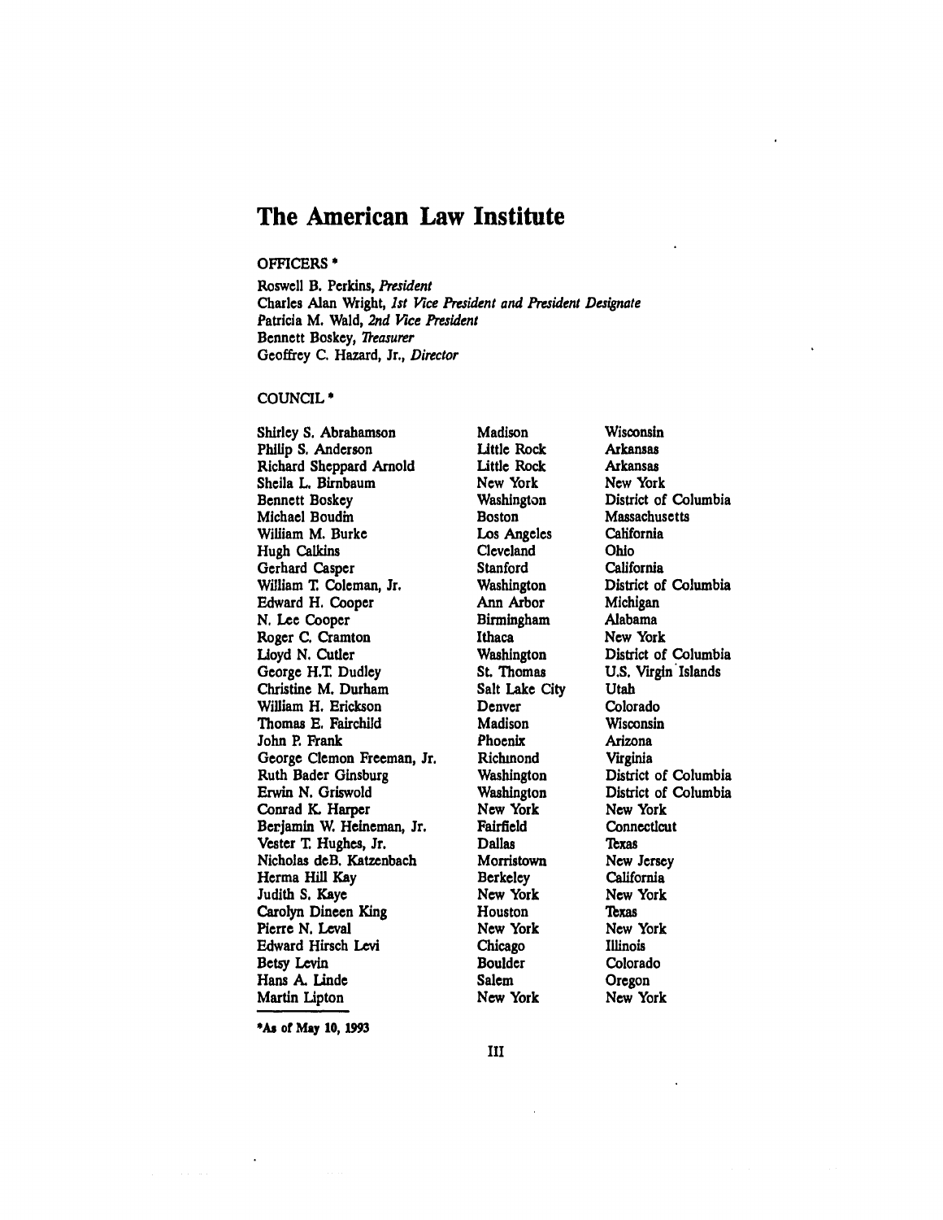# The American Law Institute

OFFICERS *

Roswell B. Perkins, *President*
Charles Alan Wright, *1st Vice President and President Designate*
Patricia M. Wald, *2nd Vice President*
Bennett Boskey, *Treasurer*
Geoffrey C. Hazard, Jr., *Director*

COUNCIL *

| | | |
|---|---|---|
| Shirley S. Abrahamson | Madison | Wisconsin |
| Philip S. Anderson | Little Rock | Arkansas |
| Richard Sheppard Arnold | Little Rock | Arkansas |
| Sheila L. Birnbaum | New York | New York |
| Bennett Boskey | Washington | District of Columbia |
| Michael Boudin | Boston | Massachusetts |
| William M. Burke | Los Angeles | California |
| Hugh Calkins | Cleveland | Ohio |
| Gerhard Casper | Stanford | California |
| William T. Coleman, Jr. | Washington | District of Columbia |
| Edward H. Cooper | Ann Arbor | Michigan |
| N. Lee Cooper | Birmingham | Alabama |
| Roger C. Cramton | Ithaca | New York |
| Lloyd N. Cutler | Washington | District of Columbia |
| George H.T. Dudley | St. Thomas | U.S. Virgin Islands |
| Christine M. Durham | Salt Lake City | Utah |
| William H. Erickson | Denver | Colorado |
| Thomas E. Fairchild | Madison | Wisconsin |
| John P. Frank | Phoenix | Arizona |
| George Clemon Freeman, Jr. | Richmond | Virginia |
| Ruth Bader Ginsburg | Washington | District of Columbia |
| Erwin N. Griswold | Washington | District of Columbia |
| Conrad K. Harper | New York | New York |
| Benjamin W. Heineman, Jr. | Fairfield | Connecticut |
| Vester T. Hughes, Jr. | Dallas | Texas |
| Nicholas deB. Katzenbach | Morristown | New Jersey |
| Herma Hill Kay | Berkeley | California |
| Judith S. Kaye | New York | New York |
| Carolyn Dineen King | Houston | Texas |
| Pierre N. Leval | New York | New York |
| Edward Hirsch Levi | Chicago | Illinois |
| Betsy Levin | Boulder | Colorado |
| Hans A. Linde | Salem | Oregon |
| Martin Lipton | New York | New York |

*As of May 10, 1993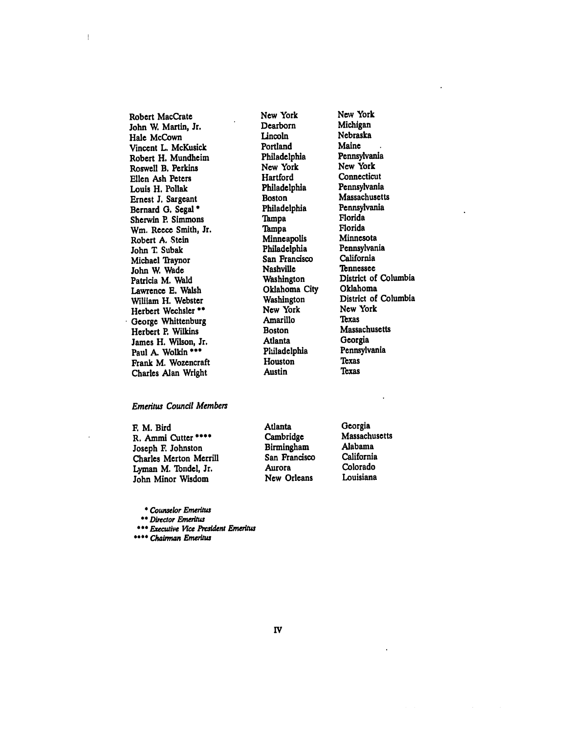| | | |
|---|---|---|
| Robert MacCrate | New York | New York |
| John W. Martin, Jr. | Dearborn | Michigan |
| Hale McCown | Lincoln | Nebraska |
| Vincent L. McKusick | Portland | Maine |
| Robert H. Mundheim | Philadelphia | Pennsylvania |
| Roswell B. Perkins | New York | New York |
| Ellen Ash Peters | Hartford | Connecticut |
| Louis H. Pollak | Philadelphia | Pennsylvania |
| Ernest J. Sargeant | Boston | Massachusetts |
| Bernard G. Segal * | Philadelphia | Pennsylvania |
| Sherwin P. Simmons | Tampa | Florida |
| Wm. Reece Smith, Jr. | Tampa | Florida |
| Robert A. Stein | Minneapolis | Minnesota |
| John T. Subak | Philadelphia | Pennsylvania |
| Michael Traynor | San Francisco | California |
| John W. Wade | Nashville | Tennessee |
| Patricia M. Wald | Washington | District of Columbia |
| Lawrence E. Walsh | Oklahoma City | Oklahoma |
| William H. Webster | Washington | District of Columbia |
| Herbert Wechsler ** | New York | New York |
| George Whittenburg | Amarillo | Texas |
| Herbert P. Wilkins | Boston | Massachusetts |
| James H. Wilson, Jr. | Atlanta | Georgia |
| Paul A. Wolkin *** | Philadelphia | Pennsylvania |
| Frank M. Wozencraft | Houston | Texas |
| Charles Alan Wright | Austin | Texas |

*Emeritus Council Members*

| | | |
|---|---|---|
| F. M. Bird | Atlanta | Georgia |
| R. Ammi Cutter **** | Cambridge | Massachusetts |
| Joseph F. Johnston | Birmingham | Alabama |
| Charles Merton Merrill | San Francisco | California |
| Lyman M. Tondel, Jr. | Aurora | Colorado |
| John Minor Wisdom | New Orleans | Louisiana |

\* *Counselor Emeritus*
** *Director Emeritus*
*** *Executive Vice President Emeritus*
**** *Chairman Emeritus*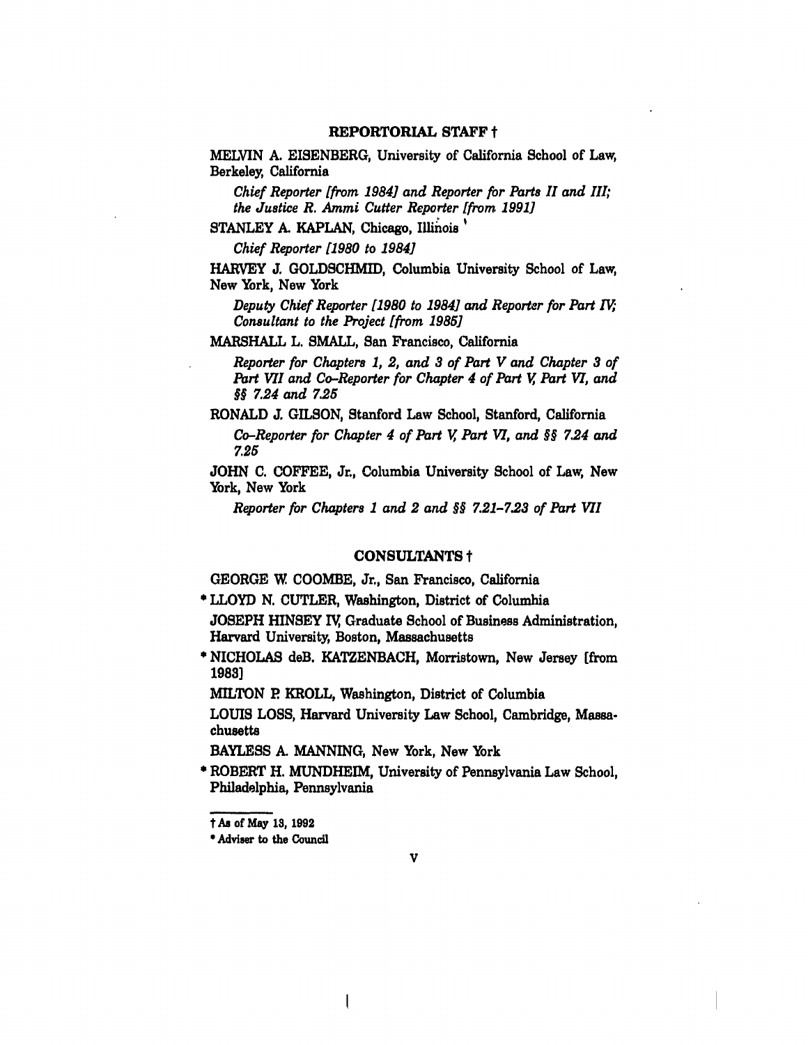## REPORTORIAL STAFF †

MELVIN A. EISENBERG, University of California School of Law, Berkeley, California

*Chief Reporter [from 1984] and Reporter for Parts II and III; the Justice R. Ammi Cutter Reporter [from 1991]*

STANLEY A. KAPLAN, Chicago, Illinois

*Chief Reporter [1980 to 1984]*

HARVEY J. GOLDSCHMID, Columbia University School of Law, New York, New York

*Deputy Chief Reporter [1980 to 1984] and Reporter for Part IV; Consultant to the Project [from 1985]*

MARSHALL L. SMALL, San Francisco, California

*Reporter for Chapters 1, 2, and 3 of Part V and Chapter 3 of Part VII and Co-Reporter for Chapter 4 of Part V, Part VI, and §§ 7.24 and 7.25*

RONALD J. GILSON, Stanford Law School, Stanford, California

*Co-Reporter for Chapter 4 of Part V, Part VI, and §§ 7.24 and 7.25*

JOHN C. COFFEE, Jr., Columbia University School of Law, New York, New York

*Reporter for Chapters 1 and 2 and §§ 7.21-7.23 of Part VII*

## CONSULTANTS †

GEORGE W. COOMBE, Jr., San Francisco, California

\* LLOYD N. CUTLER, Washington, District of Columbia

JOSEPH HINSEY IV, Graduate School of Business Administration, Harvard University, Boston, Massachusetts

\* NICHOLAS deB. KATZENBACH, Morristown, New Jersey [from 1983]

MILTON P. KROLL, Washington, District of Columbia

LOUIS LOSS, Harvard University Law School, Cambridge, Massachusetts

BAYLESS A. MANNING, New York, New York

\* ROBERT H. MUNDHEIM, University of Pennsylvania Law School, Philadelphia, Pennsylvania

† As of May 13, 1992

\* Adviser to the Council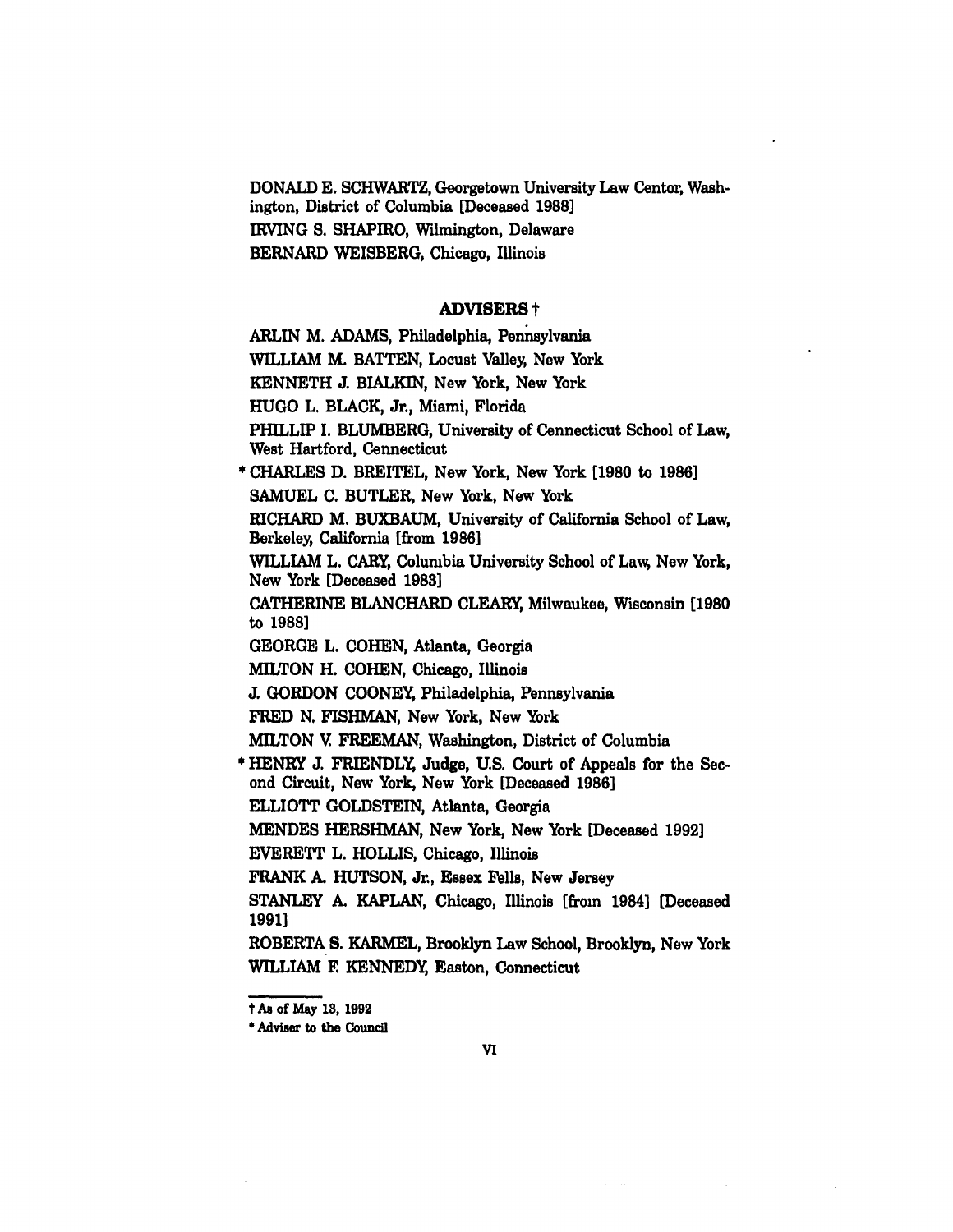DONALD E. SCHWARTZ, Georgetown University Law Centor, Washington, District of Columbia [Deceased 1988]

IRVING S. SHAPIRO, Wilmington, Delaware

BERNARD WEISBERG, Chicago, Illinois

## ADVISERS †

ARLIN M. ADAMS, Philadelphia, Pennsylvania

WILLIAM M. BATTEN, Locust Valley, New York

KENNETH J. BIALKIN, New York, New York

HUGO L. BLACK, Jr., Miami, Florida

PHILLIP I. BLUMBERG, University of Cennecticut School of Law, West Hartford, Cennecticut

* CHARLES D. BREITEL, New York, New York [1980 to 1986]

SAMUEL C. BUTLER, New York, New York

RICHARD M. BUXBAUM, University of California School of Law, Berkeley, California [from 1986]

WILLIAM L. CARY, Columbia University School of Law, New York, New York [Deceased 1983]

CATHERINE BLANCHARD CLEARY, Milwaukee, Wisconsin [1980 to 1988]

GEORGE L. COHEN, Atlanta, Georgia

MILTON H. COHEN, Chicago, Illinois

J. GORDON COONEY, Philadelphia, Pennsylvania

FRED N. FISHMAN, New York, New York

MILTON V. FREEMAN, Washington, District of Columbia

* HENRY J. FRIENDLY, Judge, U.S. Court of Appeals for the Second Circuit, New York, New York [Deceased 1986]

ELLIOTT GOLDSTEIN, Atlanta, Georgia

MENDES HERSHMAN, New York, New York [Deceased 1992]

EVERETT L. HOLLIS, Chicago, Illinois

FRANK A. HUTSON, Jr., Essex Fells, New Jersey

STANLEY A. KAPLAN, Chicago, Illinois [from 1984] [Deceased 1991]

ROBERTA S. KARMEL, Brooklyn Law School, Brooklyn, New York

WILLIAM F. KENNEDY, Easton, Connecticut

---

† As of May 13, 1992

* Adviser to the Council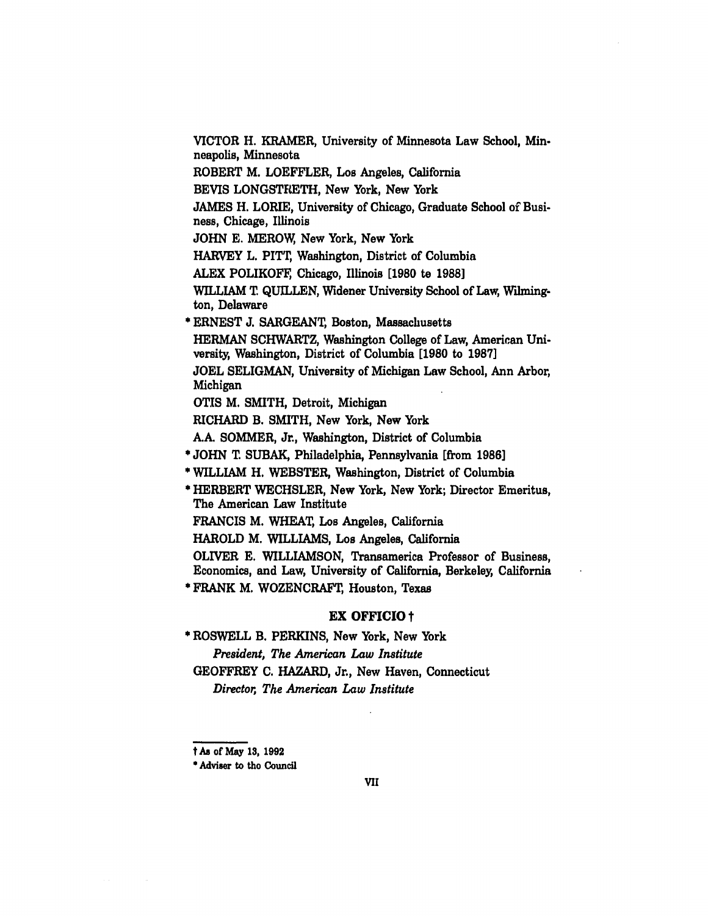VICTOR H. KRAMER, University of Minnesota Law School, Minneapolis, Minnesota

ROBERT M. LOEFFLER, Los Angeles, California

BEVIS LONGSTRETH, New York, New York

JAMES H. LORIE, University of Chicago, Graduate School of Business, Chicago, Illinois

JOHN E. MEROW, New York, New York

HARVEY L. PITT, Washington, District of Columbia

ALEX POLIKOFF, Chicago, Illinois [1980 to 1988]

WILLIAM T. QUILLEN, Widener University School of Law, Wilmington, Delaware

* ERNEST J. SARGEANT, Boston, Massachusetts

HERMAN SCHWARTZ, Washington College of Law, American University, Washington, District of Columbia [1980 to 1987]

JOEL SELIGMAN, University of Michigan Law School, Ann Arbor, Michigan

OTIS M. SMITH, Detroit, Michigan

RICHARD B. SMITH, New York, New York

A.A. SOMMER, Jr., Washington, District of Columbia

* JOHN T. SUBAK, Philadelphia, Pennsylvania [from 1986]

* WILLIAM H. WEBSTER, Washington, District of Columbia

* HERBERT WECHSLER, New York, New York; Director Emeritus, The American Law Institute

FRANCIS M. WHEAT, Los Angeles, California

HAROLD M. WILLIAMS, Los Angeles, California

OLIVER E. WILLIAMSON, Transamerica Professor of Business, Economics, and Law, University of California, Berkeley, California

* FRANK M. WOZENCRAFT, Houston, Texas

## EX OFFICIO †

* ROSWELL B. PERKINS, New York, New York
  *President, The American Law Institute*

GEOFFREY C. HAZARD, Jr., New Haven, Connecticut
  *Director, The American Law Institute*

---

† As of May 13, 1992

* Adviser to the Council